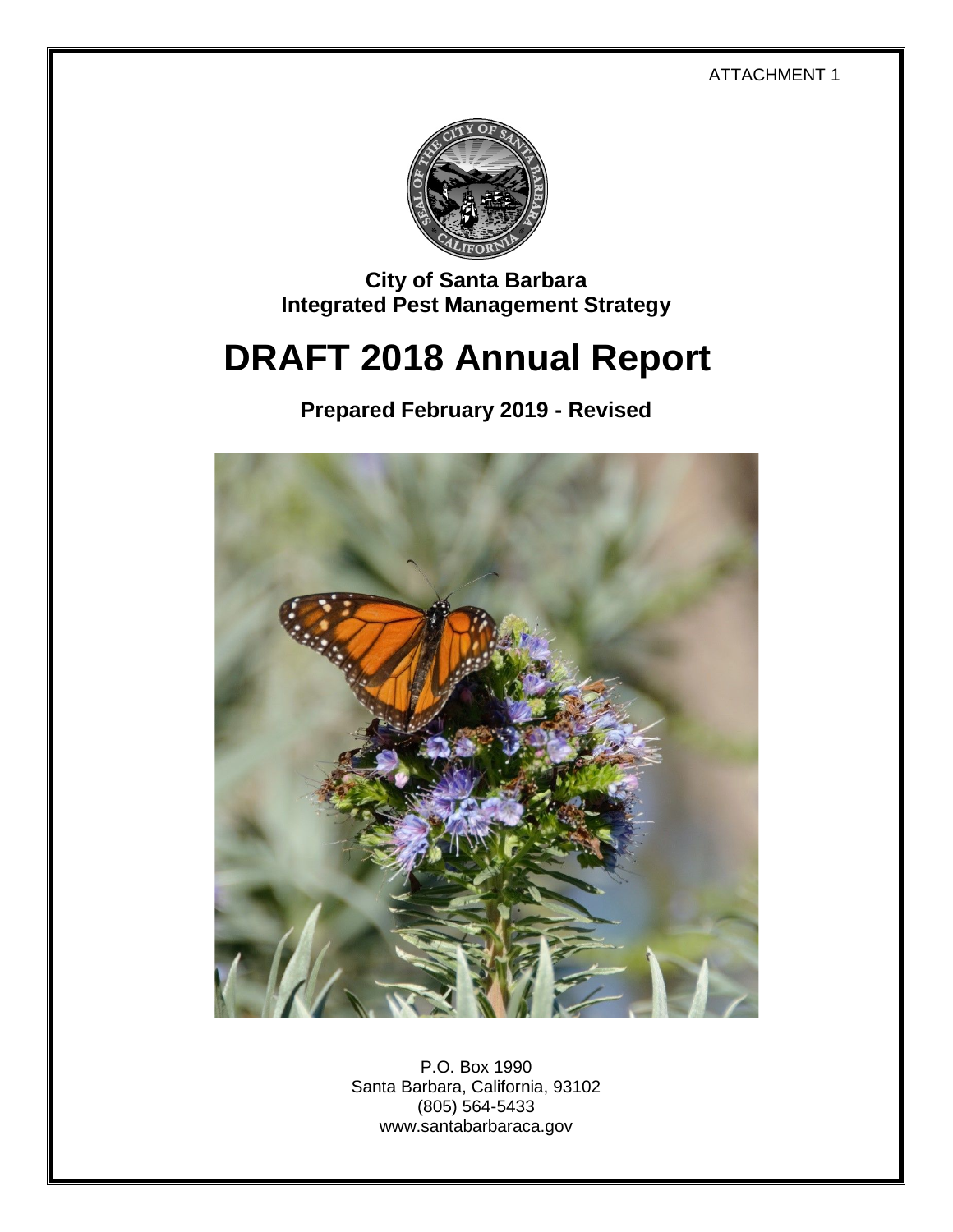ATTACHMENT 1

**City of Santa Barbara**
**Integrated Pest Management Strategy**

# DRAFT 2018 Annual Report

**Prepared February 2019 - Revised**

P.O. Box 1990
Santa Barbara, California, 93102
(805) 564-5433
www.santabarbaraca.gov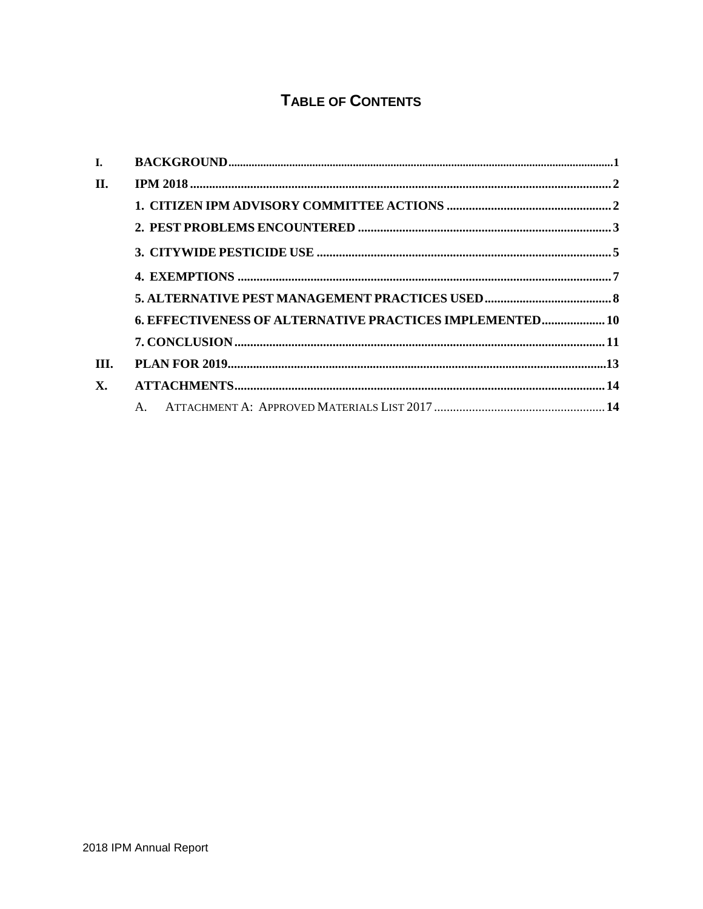# TABLE OF CONTENTS

| | | |
|---|---|---|
| I. | BACKGROUND | 1 |
| II. | IPM 2018 | 2 |
| | 1. CITIZEN IPM ADVISORY COMMITTEE ACTIONS | 2 |
| | 2. PEST PROBLEMS ENCOUNTERED | 3 |
| | 3. CITYWIDE PESTICIDE USE | 5 |
| | 4. EXEMPTIONS | 7 |
| | 5. ALTERNATIVE PEST MANAGEMENT PRACTICES USED | 8 |
| | 6. EFFECTIVENESS OF ALTERNATIVE PRACTICES IMPLEMENTED | 10 |
| | 7. CONCLUSION | 11 |
| III. | PLAN FOR 2019 | 13 |
| X. | ATTACHMENTS | 14 |
| | A. ATTACHMENT A: APPROVED MATERIALS LIST 2017 | 14 |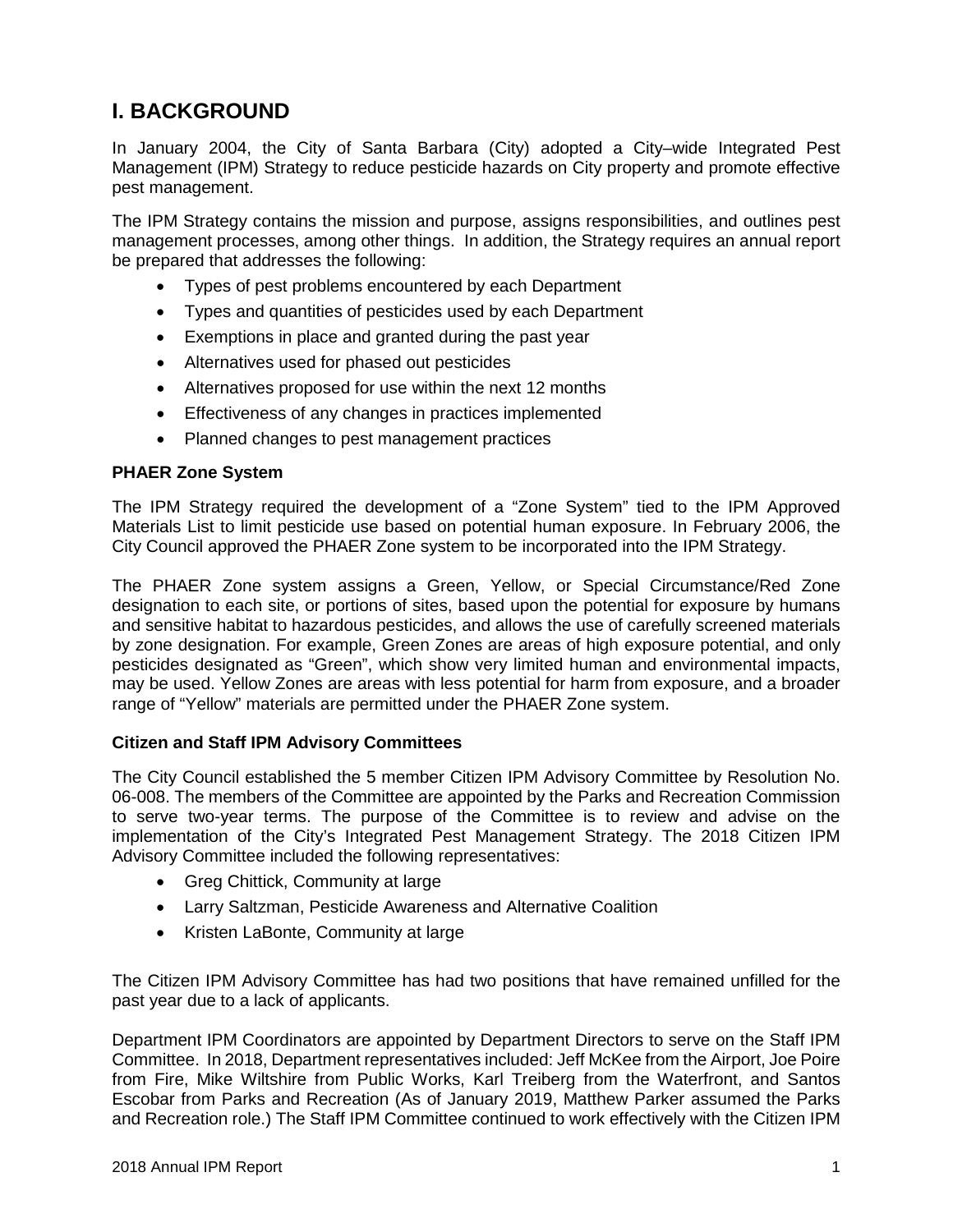# I. BACKGROUND

In January 2004, the City of Santa Barbara (City) adopted a City–wide Integrated Pest Management (IPM) Strategy to reduce pesticide hazards on City property and promote effective pest management.

The IPM Strategy contains the mission and purpose, assigns responsibilities, and outlines pest management processes, among other things. In addition, the Strategy requires an annual report be prepared that addresses the following:

- Types of pest problems encountered by each Department
- Types and quantities of pesticides used by each Department
- Exemptions in place and granted during the past year
- Alternatives used for phased out pesticides
- Alternatives proposed for use within the next 12 months
- Effectiveness of any changes in practices implemented
- Planned changes to pest management practices

**PHAER Zone System**

The IPM Strategy required the development of a "Zone System" tied to the IPM Approved Materials List to limit pesticide use based on potential human exposure. In February 2006, the City Council approved the PHAER Zone system to be incorporated into the IPM Strategy.

The PHAER Zone system assigns a Green, Yellow, or Special Circumstance/Red Zone designation to each site, or portions of sites, based upon the potential for exposure by humans and sensitive habitat to hazardous pesticides, and allows the use of carefully screened materials by zone designation. For example, Green Zones are areas of high exposure potential, and only pesticides designated as "Green", which show very limited human and environmental impacts, may be used. Yellow Zones are areas with less potential for harm from exposure, and a broader range of "Yellow" materials are permitted under the PHAER Zone system.

**Citizen and Staff IPM Advisory Committees**

The City Council established the 5 member Citizen IPM Advisory Committee by Resolution No. 06-008. The members of the Committee are appointed by the Parks and Recreation Commission to serve two-year terms. The purpose of the Committee is to review and advise on the implementation of the City's Integrated Pest Management Strategy. The 2018 Citizen IPM Advisory Committee included the following representatives:

- Greg Chittick, Community at large
- Larry Saltzman, Pesticide Awareness and Alternative Coalition
- Kristen LaBonte, Community at large

The Citizen IPM Advisory Committee has had two positions that have remained unfilled for the past year due to a lack of applicants.

Department IPM Coordinators are appointed by Department Directors to serve on the Staff IPM Committee. In 2018, Department representatives included: Jeff McKee from the Airport, Joe Poire from Fire, Mike Wiltshire from Public Works, Karl Treiberg from the Waterfront, and Santos Escobar from Parks and Recreation (As of January 2019, Matthew Parker assumed the Parks and Recreation role.) The Staff IPM Committee continued to work effectively with the Citizen IPM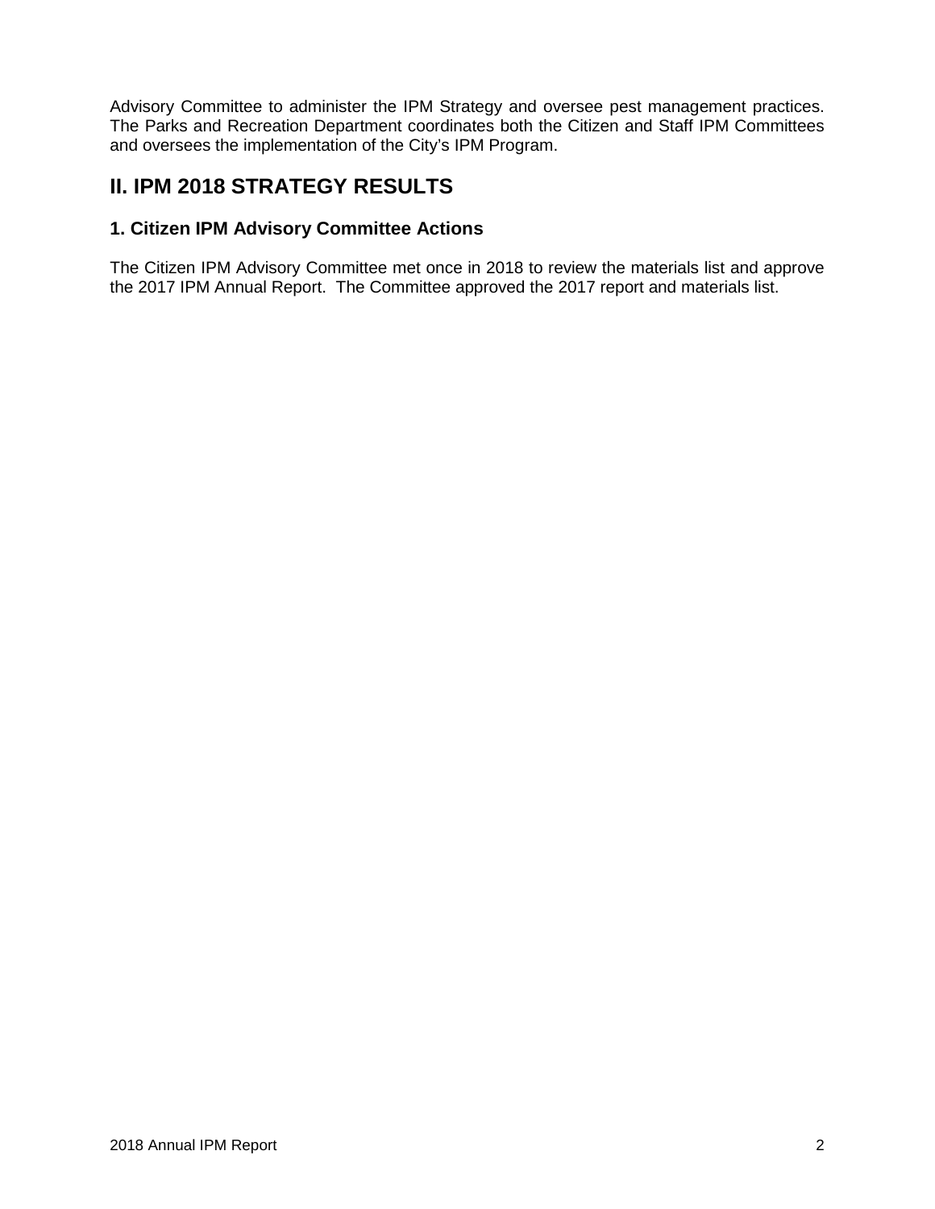Advisory Committee to administer the IPM Strategy and oversee pest management practices. The Parks and Recreation Department coordinates both the Citizen and Staff IPM Committees and oversees the implementation of the City's IPM Program.

## II. IPM 2018 STRATEGY RESULTS

### 1. Citizen IPM Advisory Committee Actions

The Citizen IPM Advisory Committee met once in 2018 to review the materials list and approve the 2017 IPM Annual Report. The Committee approved the 2017 report and materials list.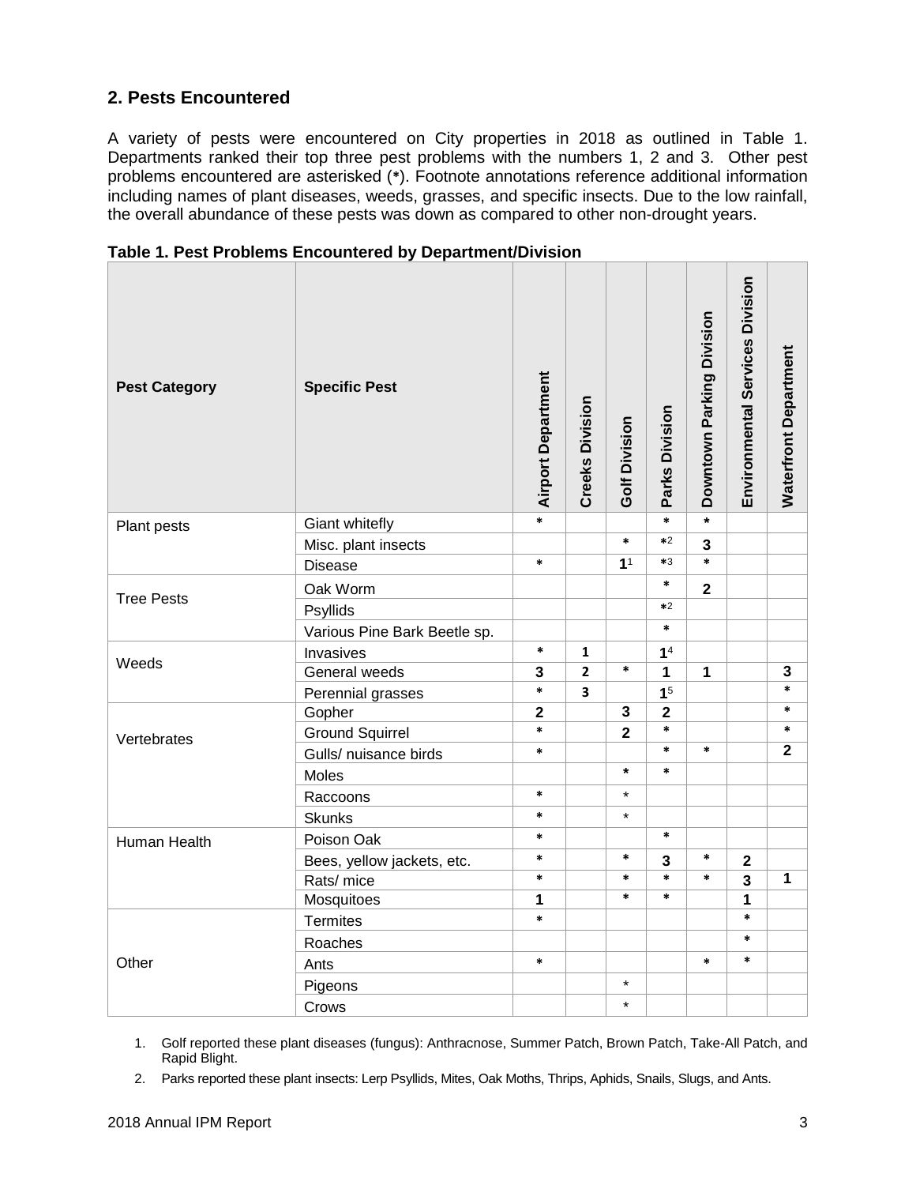## 2. Pests Encountered

A variety of pests were encountered on City properties in 2018 as outlined in Table 1. Departments ranked their top three pest problems with the numbers 1, 2 and 3. Other pest problems encountered are asterisked (*). Footnote annotations reference additional information including names of plant diseases, weeds, grasses, and specific insects. Due to the low rainfall, the overall abundance of these pests was down as compared to other non-drought years.

**Table 1. Pest Problems Encountered by Department/Division**

| Pest Category | Specific Pest | Airport Department | Creeks Division | Golf Division | Parks Division | Downtown Parking Division | Environmental Services Division | Waterfront Department |
|---|---|---|---|---|---|---|---|---|
| Plant pests | Giant whitefly | * | | | * | * | | |
| | Misc. plant insects | | | * | *[2] | 3 | | |
| | Disease | * | | 1[1] | *[3] | * | | |
| Tree Pests | Oak Worm | | | | * | 2 | | |
| | Psyllids | | | | *[2] | | | |
| | Various Pine Bark Beetle sp. | | | | * | | | |
| Weeds | Invasives | * | 1 | | 1[4] | | | |
| | General weeds | 3 | 2 | * | 1 | 1 | | 3 |
| | Perennial grasses | * | 3 | | 1[5] | | | * |
| Vertebrates | Gopher | 2 | | 3 | 2 | | | * |
| | Ground Squirrel | * | | 2 | * | | | * |
| | Gulls/ nuisance birds | * | | | * | * | | 2 |
| | Moles | | | * | * | | | |
| | Raccoons | * | | * | | | | |
| | Skunks | * | | * | | | | |
| Human Health | Poison Oak | * | | | * | | | |
| | Bees, yellow jackets, etc. | * | | * | 3 | * | 2 | |
| | Rats/ mice | * | | * | * | * | 3 | 1 |
| | Mosquitoes | 1 | | * | * | | 1 | |
| Other | Termites | * | | | | | * | |
| | Roaches | | | | | | * | |
| | Ants | * | | | | * | * | |
| | Pigeons | | | * | | | | |
| | Crows | | | * | | | | |

1. Golf reported these plant diseases (fungus): Anthracnose, Summer Patch, Brown Patch, Take-All Patch, and Rapid Blight.
2. Parks reported these plant insects: Lerp Psyllids, Mites, Oak Moths, Thrips, Aphids, Snails, Slugs, and Ants.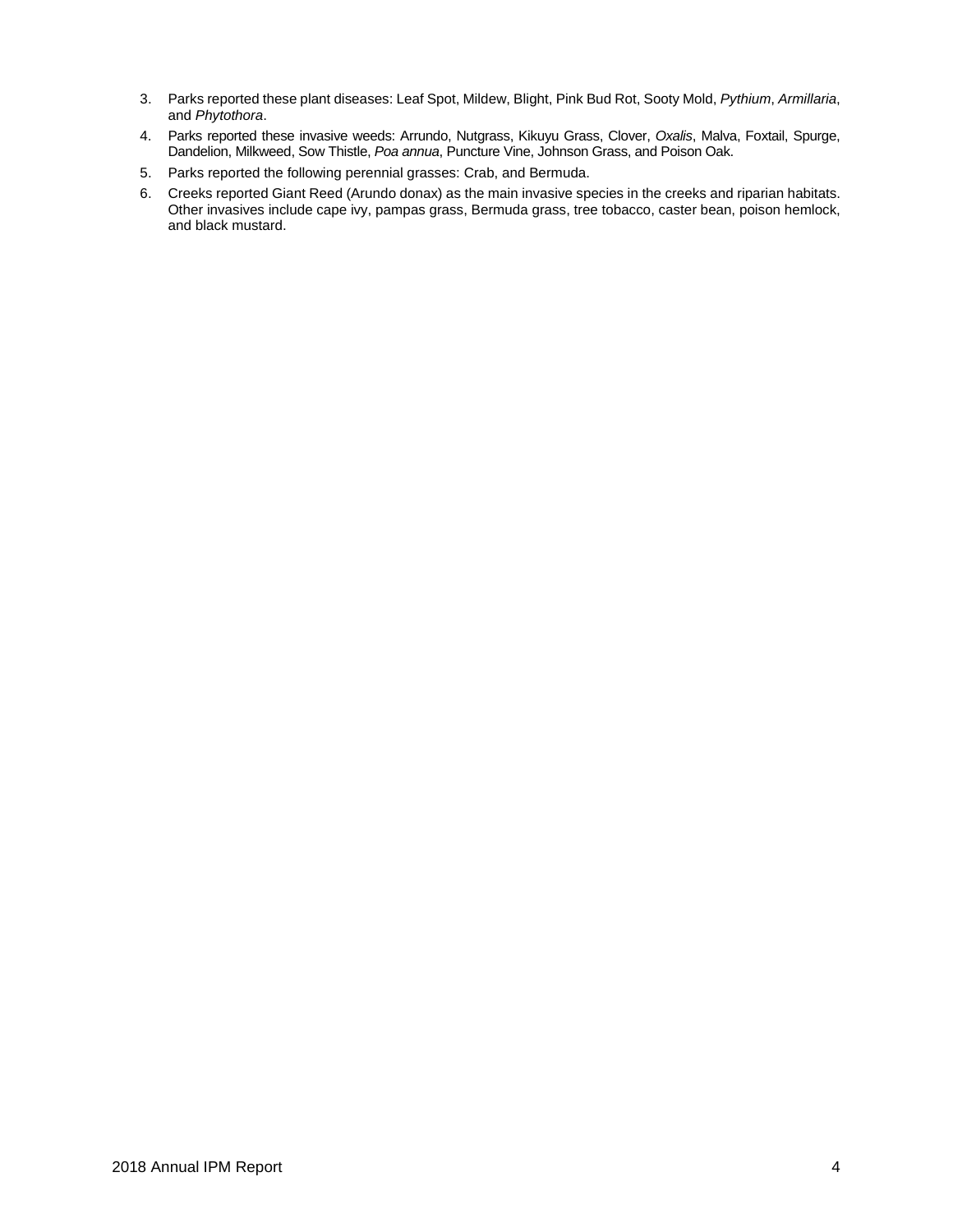3. Parks reported these plant diseases: Leaf Spot, Mildew, Blight, Pink Bud Rot, Sooty Mold, *Pythium*, *Armillaria*, and *Phytothora*.
4. Parks reported these invasive weeds: Arrundo, Nutgrass, Kikuyu Grass, Clover, *Oxalis*, Malva, Foxtail, Spurge, Dandelion, Milkweed, Sow Thistle, *Poa annua*, Puncture Vine, Johnson Grass, and Poison Oak.
5. Parks reported the following perennial grasses: Crab, and Bermuda.
6. Creeks reported Giant Reed (Arundo donax) as the main invasive species in the creeks and riparian habitats. Other invasives include cape ivy, pampas grass, Bermuda grass, tree tobacco, caster bean, poison hemlock, and black mustard.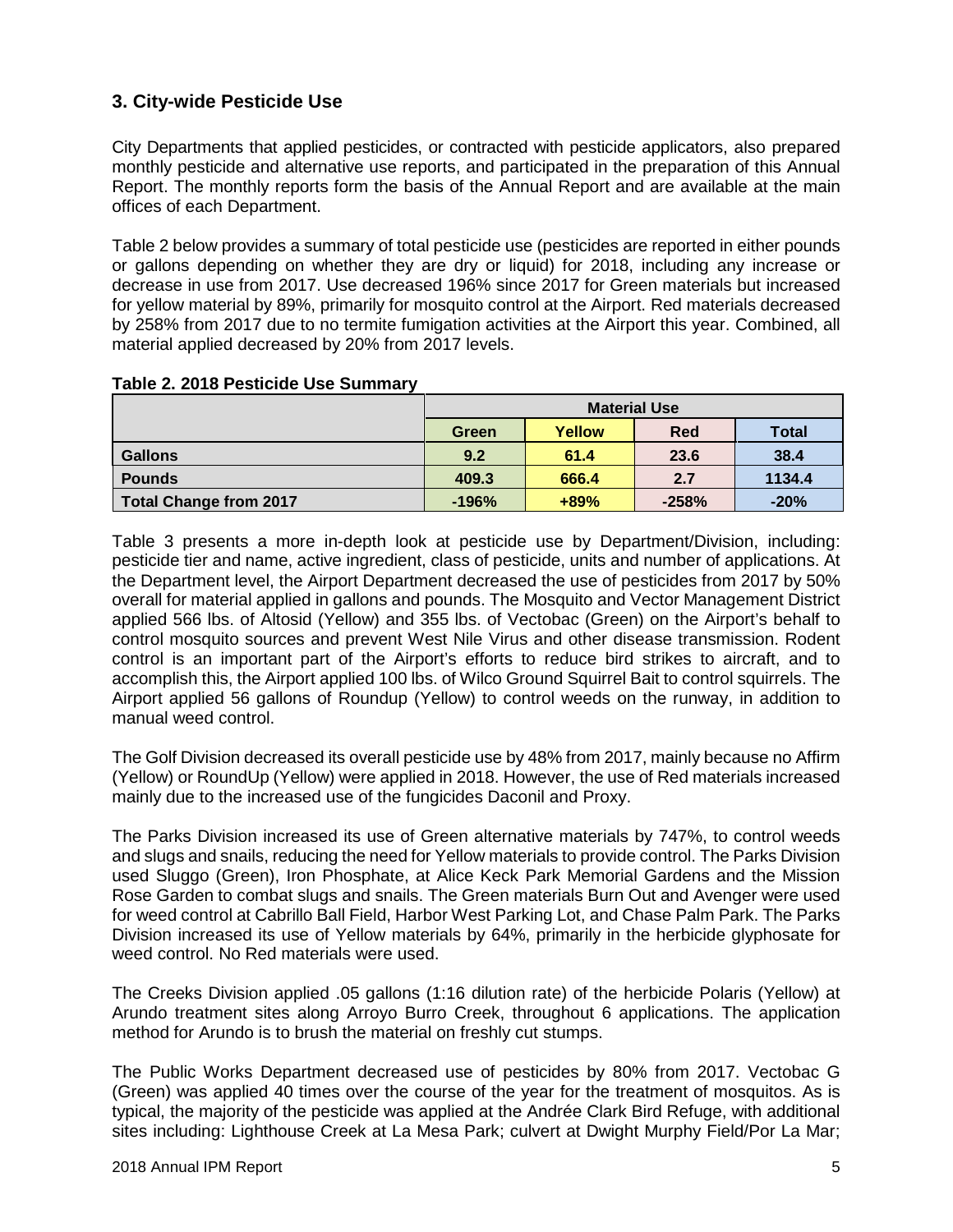## 3. City-wide Pesticide Use

City Departments that applied pesticides, or contracted with pesticide applicators, also prepared monthly pesticide and alternative use reports, and participated in the preparation of this Annual Report. The monthly reports form the basis of the Annual Report and are available at the main offices of each Department.

Table 2 below provides a summary of total pesticide use (pesticides are reported in either pounds or gallons depending on whether they are dry or liquid) for 2018, including any increase or decrease in use from 2017. Use decreased 196% since 2017 for Green materials but increased for yellow material by 89%, primarily for mosquito control at the Airport. Red materials decreased by 258% from 2017 due to no termite fumigation activities at the Airport this year. Combined, all material applied decreased by 20% from 2017 levels.

**Table 2. 2018 Pesticide Use Summary**

| | Material Use | | | |
|---|---|---|---|---|
| | **Green** | **Yellow** | **Red** | **Total** |
| **Gallons** | **9.2** | **61.4** | **23.6** | **38.4** |
| **Pounds** | **409.3** | **666.4** | **2.7** | **1134.4** |
| **Total Change from 2017** | **-196%** | **+89%** | **-258%** | **-20%** |

Table 3 presents a more in-depth look at pesticide use by Department/Division, including: pesticide tier and name, active ingredient, class of pesticide, units and number of applications. At the Department level, the Airport Department decreased the use of pesticides from 2017 by 50% overall for material applied in gallons and pounds. The Mosquito and Vector Management District applied 566 lbs. of Altosid (Yellow) and 355 lbs. of Vectobac (Green) on the Airport's behalf to control mosquito sources and prevent West Nile Virus and other disease transmission. Rodent control is an important part of the Airport's efforts to reduce bird strikes to aircraft, and to accomplish this, the Airport applied 100 lbs. of Wilco Ground Squirrel Bait to control squirrels. The Airport applied 56 gallons of Roundup (Yellow) to control weeds on the runway, in addition to manual weed control.

The Golf Division decreased its overall pesticide use by 48% from 2017, mainly because no Affirm (Yellow) or RoundUp (Yellow) were applied in 2018. However, the use of Red materials increased mainly due to the increased use of the fungicides Daconil and Proxy.

The Parks Division increased its use of Green alternative materials by 747%, to control weeds and slugs and snails, reducing the need for Yellow materials to provide control. The Parks Division used Sluggo (Green), Iron Phosphate, at Alice Keck Park Memorial Gardens and the Mission Rose Garden to combat slugs and snails. The Green materials Burn Out and Avenger were used for weed control at Cabrillo Ball Field, Harbor West Parking Lot, and Chase Palm Park. The Parks Division increased its use of Yellow materials by 64%, primarily in the herbicide glyphosate for weed control. No Red materials were used.

The Creeks Division applied .05 gallons (1:16 dilution rate) of the herbicide Polaris (Yellow) at Arundo treatment sites along Arroyo Burro Creek, throughout 6 applications. The application method for Arundo is to brush the material on freshly cut stumps.

The Public Works Department decreased use of pesticides by 80% from 2017. Vectobac G (Green) was applied 40 times over the course of the year for the treatment of mosquitos. As is typical, the majority of the pesticide was applied at the Andrée Clark Bird Refuge, with additional sites including: Lighthouse Creek at La Mesa Park; culvert at Dwight Murphy Field/Por La Mar;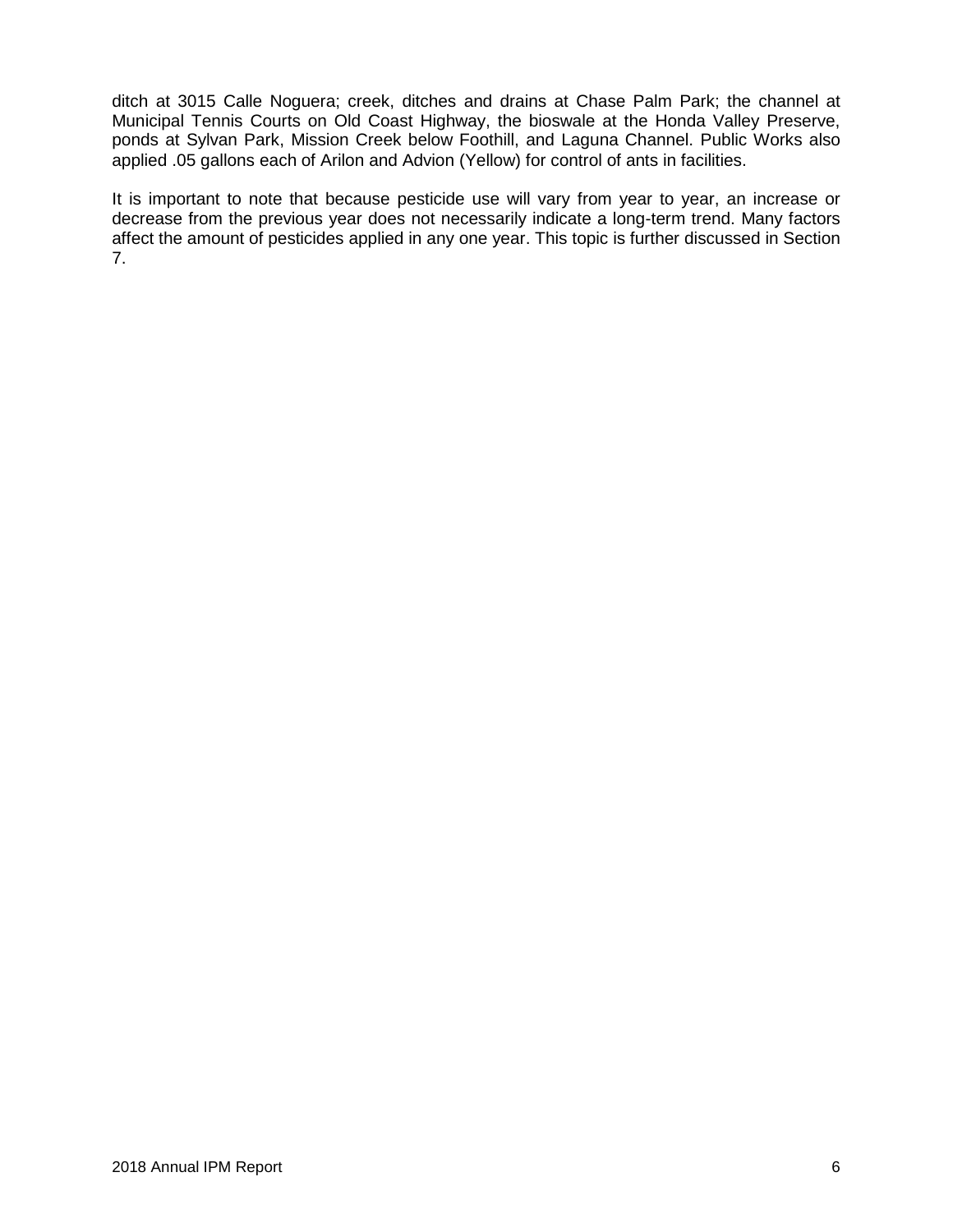ditch at 3015 Calle Noguera; creek, ditches and drains at Chase Palm Park; the channel at Municipal Tennis Courts on Old Coast Highway, the bioswale at the Honda Valley Preserve, ponds at Sylvan Park, Mission Creek below Foothill, and Laguna Channel. Public Works also applied .05 gallons each of Arilon and Advion (Yellow) for control of ants in facilities.

It is important to note that because pesticide use will vary from year to year, an increase or decrease from the previous year does not necessarily indicate a long-term trend. Many factors affect the amount of pesticides applied in any one year. This topic is further discussed in Section 7.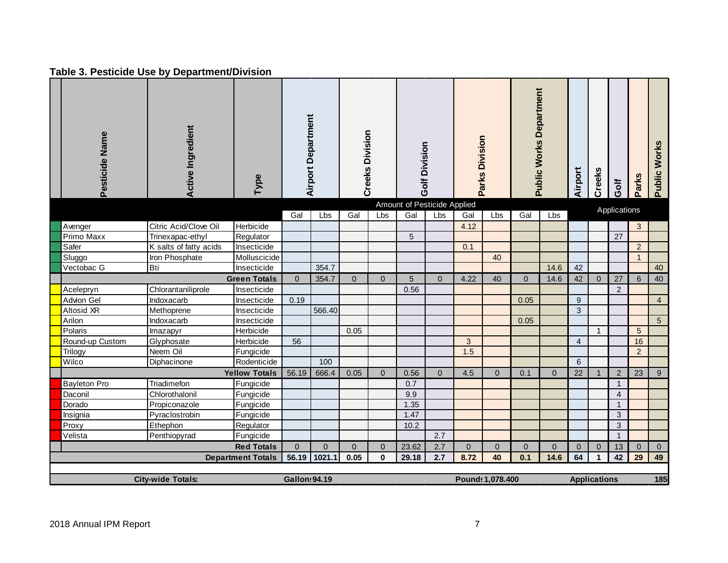### Table 3. Pesticide Use by Department/Division

| Pesticide Name | Active Ingredient | Type | Airport Department | | Creeks Division | | Golf Division | | Parks Division | | Public Works Department | | Airport | Creeks | Golf | Parks | Public Works |
|---|---|---|---|---|---|---|---|---|---|---|---|---|---|---|---|---|---|
| | | | Amount of Pesticide Applied | | | | | | | | | | Applications | | | | |
| | | | Gal | Lbs | Gal | Lbs | Gal | Lbs | Gal | Lbs | Gal | Lbs | | | | | |
| Avenger | Citric Acid/Clove Oil | Herbicide | | | | | | | 4.12 | | | | | | | 3 | |
| Primo Maxx | Trinexapac-ethyl | Regulator | | | | | 5 | | | | | | | | 27 | | |
| Safer | K salts of fatty acids | Insecticide | | | | | | | 0.1 | | | | | | | 2 | |
| Sluggo | Iron Phosphate | Molluscicide | | | | | | | | 40 | | | | | | 1 | |
| Vectobac G | Bti | Insecticide | | 354.7 | | | | | | | | 14.6 | 42 | | | | 40 |
| | | **Green Totals** | 0 | 354.7 | 0 | 0 | 5 | 0 | 4.22 | 40 | 0 | 14.6 | 42 | 0 | 27 | 6 | 40 |
| Acelepryn | Chlorantaniliprole | Insecticide | | | | | 0.56 | | | | | | | | 2 | | |
| Advion Gel | Indoxacarb | Insecticide | 0.19 | | | | | | | | 0.05 | | 9 | | | | 4 |
| Altosid XR | Methoprene | Insecticide | | 566.40 | | | | | | | | | 3 | | | | |
| Arilon | Indoxacarb | Insecticide | | | | | | | | | 0.05 | | | | | | 5 |
| Polaris | Imazapyr | Herbicide | | | 0.05 | | | | | | | | | 1 | | 5 | |
| Round-up Custom | Glyphosate | Herbicide | 56 | | | | | | 3 | | | | 4 | | | 16 | |
| Trilogy | Neem Oil | Fungicide | | | | | | | 1.5 | | | | | | | 2 | |
| Wilco | Diphacinone | Rodenticide | | 100 | | | | | | | | | 6 | | | | |
| | | **Yellow Totals** | 56.19 | 666.4 | 0.05 | 0 | 0.56 | 0 | 4.5 | 0 | 0.1 | 0 | 22 | 1 | 2 | 23 | 9 |
| Bayleton Pro | Triadimefon | Fungicide | | | | | 0.7 | | | | | | | | 1 | | |
| Daconil | Chlorothalonil | Fungicide | | | | | 9.9 | | | | | | | | 4 | | |
| Dorado | Propiconazole | Fungicide | | | | | 1.35 | | | | | | | | 1 | | |
| Insignia | Pyraclostrobin | Fungicide | | | | | 1.47 | | | | | | | | 3 | | |
| Proxy | Ethephon | Regulator | | | | | 10.2 | | | | | | | | 3 | | |
| Velista | Penthiopyrad | Fungicide | | | | | | 2.7 | | | | | | | 1 | | |
| | | **Red Totals** | 0 | 0 | 0 | 0 | 23.62 | 2.7 | 0 | 0 | 0 | 0 | 0 | 0 | 13 | 0 | 0 |
| | | **Department Totals** | **56.19** | **1021.1** | **0.05** | **0** | **29.18** | **2.7** | **8.72** | **40** | **0.1** | **14.6** | **64** | **1** | **42** | **29** | **49** |
| **City-wide Totals:** | | | **Gallons** | **94.19** | | | | | **Pounds** | **1,078.400** | | | **Applications** | | | | **185** |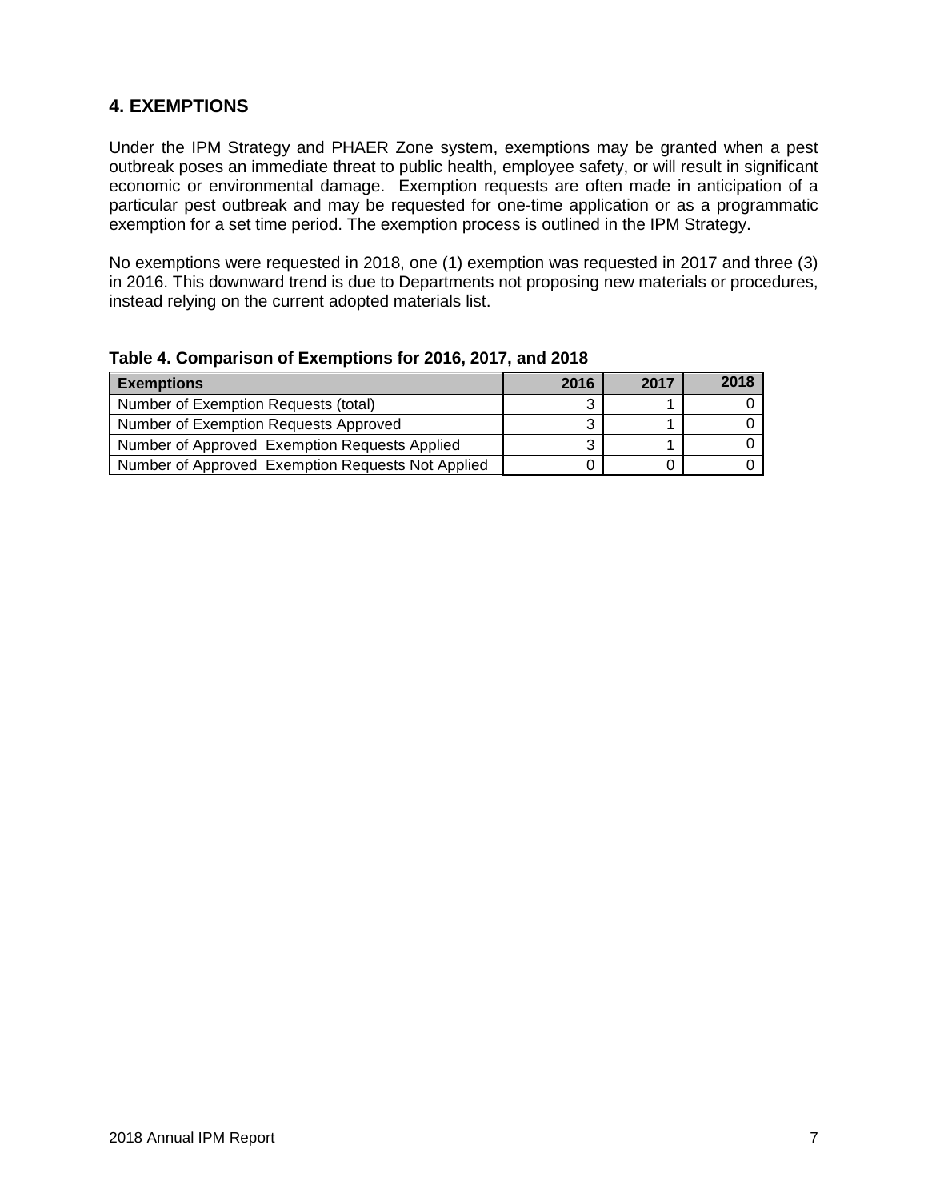## 4. EXEMPTIONS

Under the IPM Strategy and PHAER Zone system, exemptions may be granted when a pest outbreak poses an immediate threat to public health, employee safety, or will result in significant economic or environmental damage. Exemption requests are often made in anticipation of a particular pest outbreak and may be requested for one-time application or as a programmatic exemption for a set time period. The exemption process is outlined in the IPM Strategy.

No exemptions were requested in 2018, one (1) exemption was requested in 2017 and three (3) in 2016. This downward trend is due to Departments not proposing new materials or procedures, instead relying on the current adopted materials list.

**Table 4. Comparison of Exemptions for 2016, 2017, and 2018**

| Exemptions | 2016 | 2017 | 2018 |
|---|---|---|---|
| Number of Exemption Requests (total) | 3 | 1 | 0 |
| Number of Exemption Requests Approved | 3 | 1 | 0 |
| Number of Approved Exemption Requests Applied | 3 | 1 | 0 |
| Number of Approved Exemption Requests Not Applied | 0 | 0 | 0 |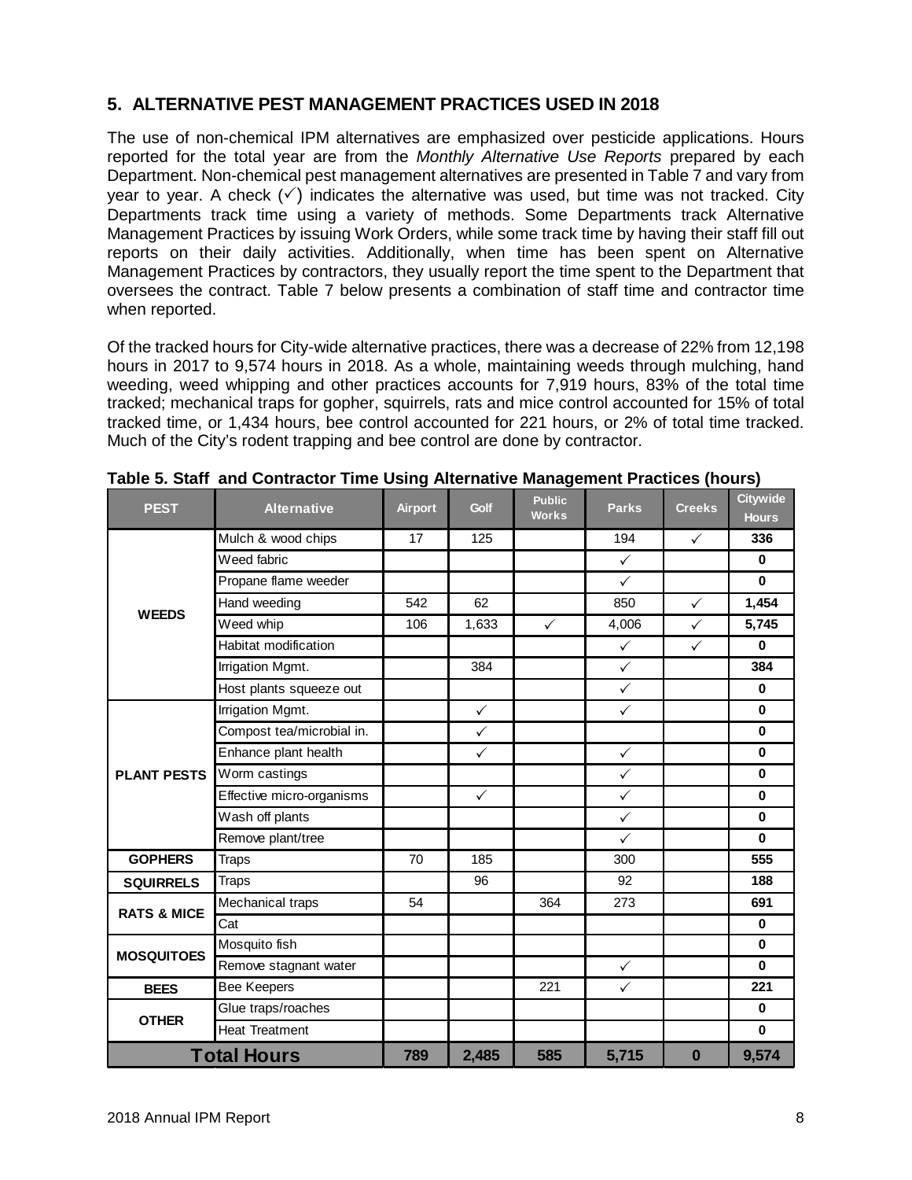## 5. ALTERNATIVE PEST MANAGEMENT PRACTICES USED IN 2018

The use of non-chemical IPM alternatives are emphasized over pesticide applications. Hours reported for the total year are from the *Monthly Alternative Use Reports* prepared by each Department. Non-chemical pest management alternatives are presented in Table 7 and vary from year to year. A check (✓) indicates the alternative was used, but time was not tracked. City Departments track time using a variety of methods. Some Departments track Alternative Management Practices by issuing Work Orders, while some track time by having their staff fill out reports on their daily activities. Additionally, when time has been spent on Alternative Management Practices by contractors, they usually report the time spent to the Department that oversees the contract. Table 7 below presents a combination of staff time and contractor time when reported.

Of the tracked hours for City-wide alternative practices, there was a decrease of 22% from 12,198 hours in 2017 to 9,574 hours in 2018. As a whole, maintaining weeds through mulching, hand weeding, weed whipping and other practices accounts for 7,919 hours, 83% of the total time tracked; mechanical traps for gopher, squirrels, rats and mice control accounted for 15% of total tracked time, or 1,434 hours, bee control accounted for 221 hours, or 2% of total time tracked. Much of the City's rodent trapping and bee control are done by contractor.

**Table 5. Staff and Contractor Time Using Alternative Management Practices (hours)**

| PEST | Alternative | Airport | Golf | Public Works | Parks | Creeks | Citywide Hours |
|---|---|---|---|---|---|---|---|
| WEEDS | Mulch & wood chips | 17 | 125 | | 194 | ✓ | **336** |
| | Weed fabric | | | | ✓ | | **0** |
| | Propane flame weeder | | | | ✓ | | **0** |
| | Hand weeding | 542 | 62 | | 850 | ✓ | **1,454** |
| | Weed whip | 106 | 1,633 | ✓ | 4,006 | ✓ | **5,745** |
| | Habitat modification | | | | ✓ | ✓ | **0** |
| | Irrigation Mgmt. | | 384 | | ✓ | | **384** |
| | Host plants squeeze out | | | | ✓ | | **0** |
| PLANT PESTS | Irrigation Mgmt. | | ✓ | | ✓ | | **0** |
| | Compost tea/microbial in. | | ✓ | | | | **0** |
| | Enhance plant health | | ✓ | | ✓ | | **0** |
| | Worm castings | | | | ✓ | | **0** |
| | Effective micro-organisms | | ✓ | | ✓ | | **0** |
| | Wash off plants | | | | ✓ | | **0** |
| | Remove plant/tree | | | | ✓ | | **0** |
| GOPHERS | Traps | 70 | 185 | | 300 | | **555** |
| SQUIRRELS | Traps | | 96 | | 92 | | **188** |
| RATS & MICE | Mechanical traps | 54 | | 364 | 273 | | **691** |
| | Cat | | | | | | **0** |
| MOSQUITOES | Mosquito fish | | | | | | **0** |
| | Remove stagnant water | | | | ✓ | | **0** |
| BEES | Bee Keepers | | | 221 | ✓ | | **221** |
| OTHER | Glue traps/roaches | | | | | | **0** |
| | Heat Treatment | | | | | | **0** |
| **Total Hours** | | **789** | **2,485** | **585** | **5,715** | **0** | **9,574** |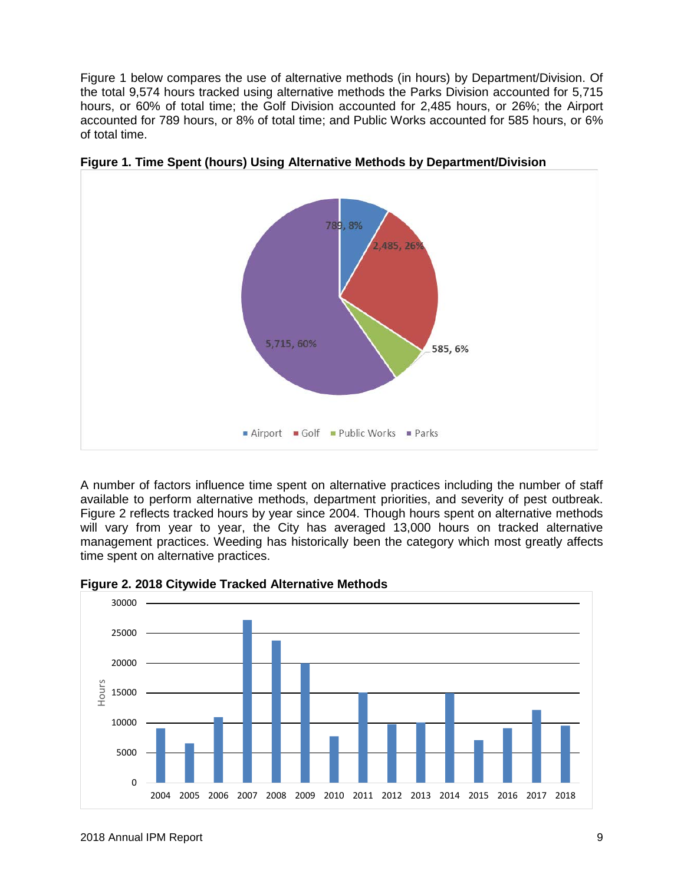Figure 1 below compares the use of alternative methods (in hours) by Department/Division. Of the total 9,574 hours tracked using alternative methods the Parks Division accounted for 5,715 hours, or 60% of total time; the Golf Division accounted for 2,485 hours, or 26%; the Airport accounted for 789 hours, or 8% of total time; and Public Works accounted for 585 hours, or 6% of total time.

**Figure 1. Time Spent (hours) Using Alternative Methods by Department/Division**

A number of factors influence time spent on alternative practices including the number of staff available to perform alternative methods, department priorities, and severity of pest outbreak. Figure 2 reflects tracked hours by year since 2004. Though hours spent on alternative methods will vary from year to year, the City has averaged 13,000 hours on tracked alternative management practices. Weeding has historically been the category which most greatly affects time spent on alternative practices.

**Figure 2. 2018 Citywide Tracked Alternative Methods**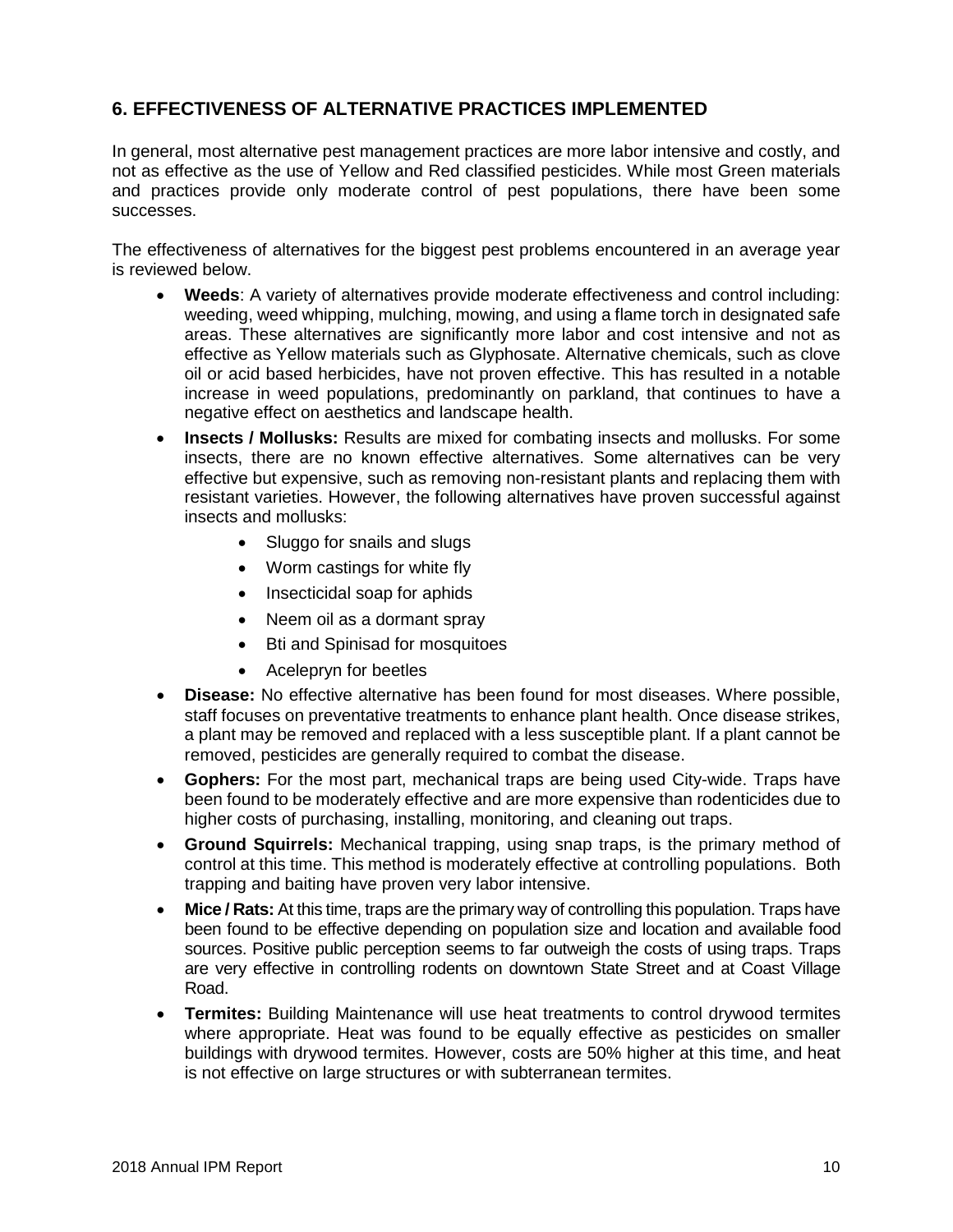## 6. EFFECTIVENESS OF ALTERNATIVE PRACTICES IMPLEMENTED

In general, most alternative pest management practices are more labor intensive and costly, and not as effective as the use of Yellow and Red classified pesticides. While most Green materials and practices provide only moderate control of pest populations, there have been some successes.

The effectiveness of alternatives for the biggest pest problems encountered in an average year is reviewed below.

- **Weeds**: A variety of alternatives provide moderate effectiveness and control including: weeding, weed whipping, mulching, mowing, and using a flame torch in designated safe areas. These alternatives are significantly more labor and cost intensive and not as effective as Yellow materials such as Glyphosate. Alternative chemicals, such as clove oil or acid based herbicides, have not proven effective. This has resulted in a notable increase in weed populations, predominantly on parkland, that continues to have a negative effect on aesthetics and landscape health.
- **Insects / Mollusks:** Results are mixed for combating insects and mollusks. For some insects, there are no known effective alternatives. Some alternatives can be very effective but expensive, such as removing non-resistant plants and replacing them with resistant varieties. However, the following alternatives have proven successful against insects and mollusks:
  - Sluggo for snails and slugs
  - Worm castings for white fly
  - Insecticidal soap for aphids
  - Neem oil as a dormant spray
  - Bti and Spinisad for mosquitoes
  - Acelepryn for beetles
- **Disease:** No effective alternative has been found for most diseases. Where possible, staff focuses on preventative treatments to enhance plant health. Once disease strikes, a plant may be removed and replaced with a less susceptible plant. If a plant cannot be removed, pesticides are generally required to combat the disease.
- **Gophers:** For the most part, mechanical traps are being used City-wide. Traps have been found to be moderately effective and are more expensive than rodenticides due to higher costs of purchasing, installing, monitoring, and cleaning out traps.
- **Ground Squirrels:** Mechanical trapping, using snap traps, is the primary method of control at this time. This method is moderately effective at controlling populations. Both trapping and baiting have proven very labor intensive.
- **Mice / Rats:** At this time, traps are the primary way of controlling this population. Traps have been found to be effective depending on population size and location and available food sources. Positive public perception seems to far outweigh the costs of using traps. Traps are very effective in controlling rodents on downtown State Street and at Coast Village Road.
- **Termites:** Building Maintenance will use heat treatments to control drywood termites where appropriate. Heat was found to be equally effective as pesticides on smaller buildings with drywood termites. However, costs are 50% higher at this time, and heat is not effective on large structures or with subterranean termites.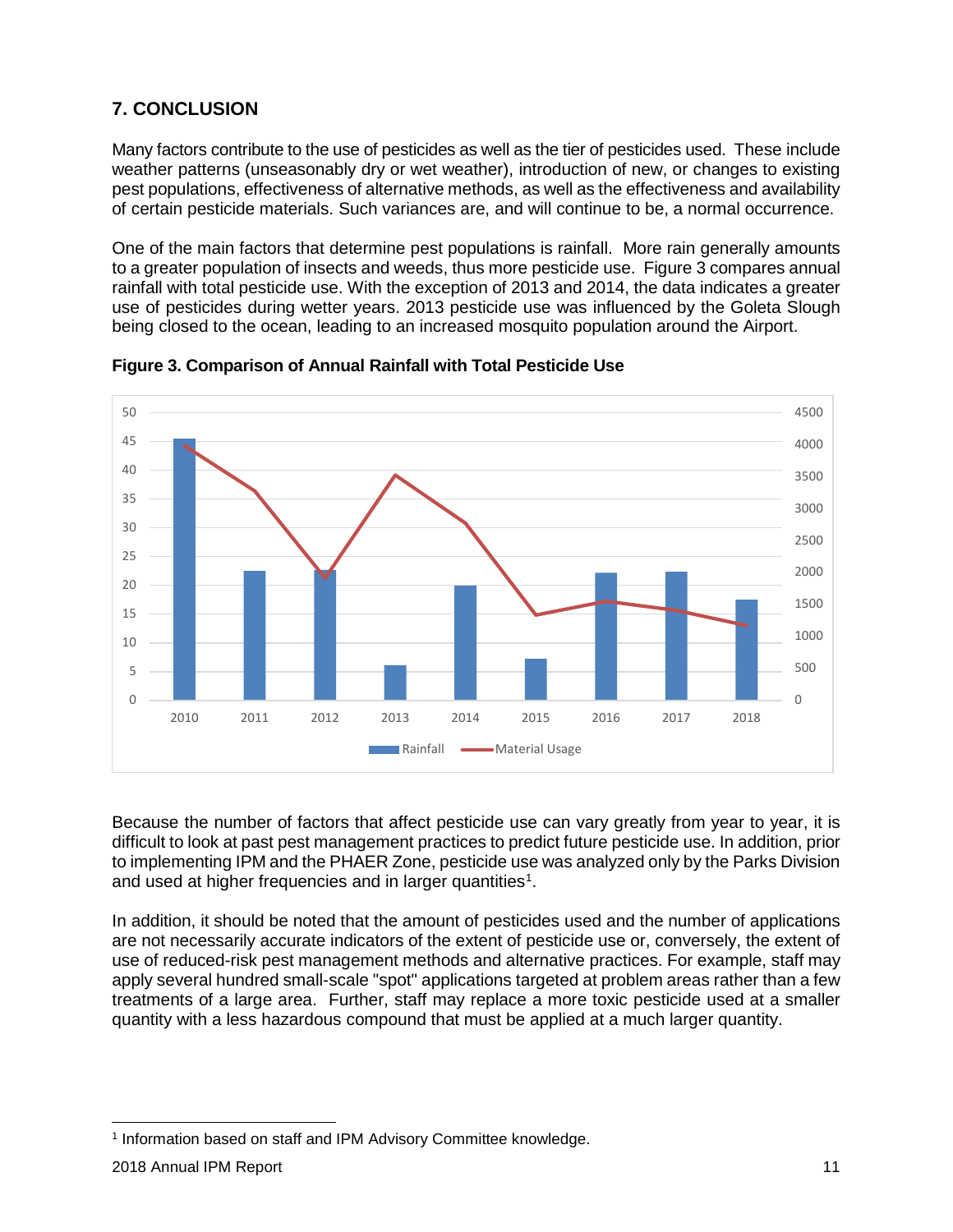## 7. CONCLUSION

Many factors contribute to the use of pesticides as well as the tier of pesticides used. These include weather patterns (unseasonably dry or wet weather), introduction of new, or changes to existing pest populations, effectiveness of alternative methods, as well as the effectiveness and availability of certain pesticide materials. Such variances are, and will continue to be, a normal occurrence.

One of the main factors that determine pest populations is rainfall. More rain generally amounts to a greater population of insects and weeds, thus more pesticide use. Figure 3 compares annual rainfall with total pesticide use. With the exception of 2013 and 2014, the data indicates a greater use of pesticides during wetter years. 2013 pesticide use was influenced by the Goleta Slough being closed to the ocean, leading to an increased mosquito population around the Airport.

**Figure 3. Comparison of Annual Rainfall with Total Pesticide Use**

Because the number of factors that affect pesticide use can vary greatly from year to year, it is difficult to look at past pest management practices to predict future pesticide use. In addition, prior to implementing IPM and the PHAER Zone, pesticide use was analyzed only by the Parks Division and used at higher frequencies and in larger quantities[1].

In addition, it should be noted that the amount of pesticides used and the number of applications are not necessarily accurate indicators of the extent of pesticide use or, conversely, the extent of use of reduced-risk pest management methods and alternative practices. For example, staff may apply several hundred small-scale "spot" applications targeted at problem areas rather than a few treatments of a large area. Further, staff may replace a more toxic pesticide used at a smaller quantity with a less hazardous compound that must be applied at a much larger quantity.

[1] Information based on staff and IPM Advisory Committee knowledge.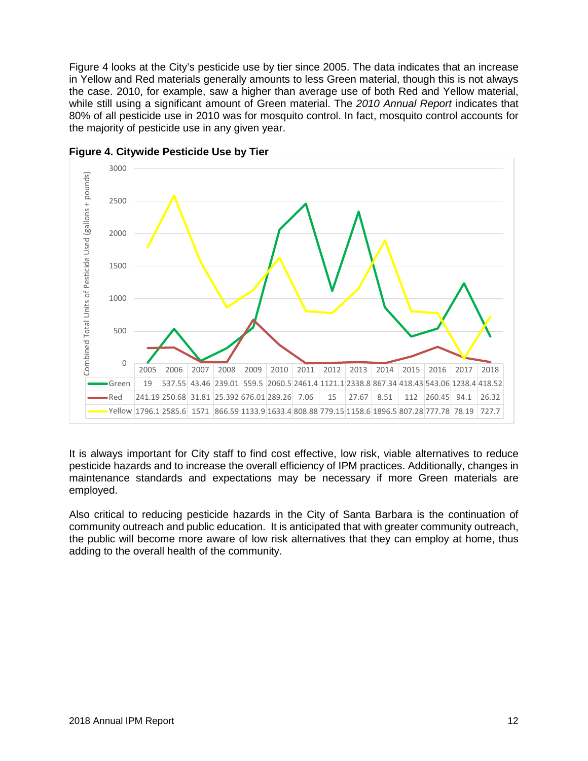Figure 4 looks at the City's pesticide use by tier since 2005. The data indicates that an increase in Yellow and Red materials generally amounts to less Green material, though this is not always the case. 2010, for example, saw a higher than average use of both Red and Yellow material, while still using a significant amount of Green material. The *2010 Annual Report* indicates that 80% of all pesticide use in 2010 was for mosquito control. In fact, mosquito control accounts for the majority of pesticide use in any given year.

**Figure 4. Citywide Pesticide Use by Tier**

Combined Total Units of Pesticide Used (gallons + pounds)

| | 2005 | 2006 | 2007 | 2008 | 2009 | 2010 | 2011 | 2012 | 2013 | 2014 | 2015 | 2016 | 2017 | 2018 |
|---|---|---|---|---|---|---|---|---|---|---|---|---|---|---|
| Green | 19 | 537.55 | 43.46 | 239.01 | 559.5 | 2060.5 | 2461.4 | 1121.1 | 2338.8 | 867.34 | 418.43 | 543.06 | 1238.4 | 418.52 |
| Red | 241.19 | 250.68 | 31.81 | 25.392 | 676.01 | 289.26 | 7.06 | 15 | 27.67 | 8.51 | 112 | 260.45 | 94.1 | 26.32 |
| Yellow | 1796.1 | 2585.6 | 1571 | 866.59 | 1133.9 | 1633.4 | 808.88 | 779.15 | 1158.6 | 1896.5 | 807.28 | 777.78 | 78.19 | 727.7 |

It is always important for City staff to find cost effective, low risk, viable alternatives to reduce pesticide hazards and to increase the overall efficiency of IPM practices. Additionally, changes in maintenance standards and expectations may be necessary if more Green materials are employed.

Also critical to reducing pesticide hazards in the City of Santa Barbara is the continuation of community outreach and public education. It is anticipated that with greater community outreach, the public will become more aware of low risk alternatives that they can employ at home, thus adding to the overall health of the community.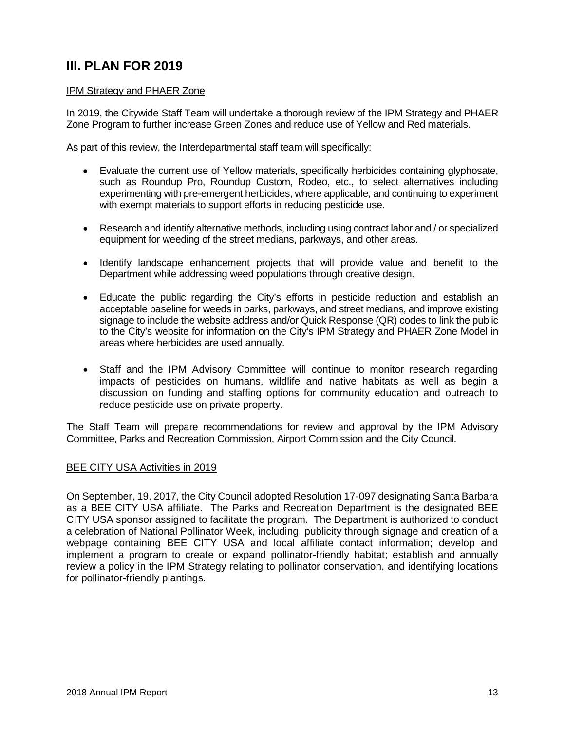## III. PLAN FOR 2019

IPM Strategy and PHAER Zone

In 2019, the Citywide Staff Team will undertake a thorough review of the IPM Strategy and PHAER Zone Program to further increase Green Zones and reduce use of Yellow and Red materials.

As part of this review, the Interdepartmental staff team will specifically:

- Evaluate the current use of Yellow materials, specifically herbicides containing glyphosate, such as Roundup Pro, Roundup Custom, Rodeo, etc., to select alternatives including experimenting with pre-emergent herbicides, where applicable, and continuing to experiment with exempt materials to support efforts in reducing pesticide use.

- Research and identify alternative methods, including using contract labor and / or specialized equipment for weeding of the street medians, parkways, and other areas.

- Identify landscape enhancement projects that will provide value and benefit to the Department while addressing weed populations through creative design.

- Educate the public regarding the City's efforts in pesticide reduction and establish an acceptable baseline for weeds in parks, parkways, and street medians, and improve existing signage to include the website address and/or Quick Response (QR) codes to link the public to the City's website for information on the City's IPM Strategy and PHAER Zone Model in areas where herbicides are used annually.

- Staff and the IPM Advisory Committee will continue to monitor research regarding impacts of pesticides on humans, wildlife and native habitats as well as begin a discussion on funding and staffing options for community education and outreach to reduce pesticide use on private property.

The Staff Team will prepare recommendations for review and approval by the IPM Advisory Committee, Parks and Recreation Commission, Airport Commission and the City Council.

BEE CITY USA Activities in 2019

On September, 19, 2017, the City Council adopted Resolution 17-097 designating Santa Barbara as a BEE CITY USA affiliate. The Parks and Recreation Department is the designated BEE CITY USA sponsor assigned to facilitate the program. The Department is authorized to conduct a celebration of National Pollinator Week, including publicity through signage and creation of a webpage containing BEE CITY USA and local affiliate contact information; develop and implement a program to create or expand pollinator-friendly habitat; establish and annually review a policy in the IPM Strategy relating to pollinator conservation, and identifying locations for pollinator-friendly plantings.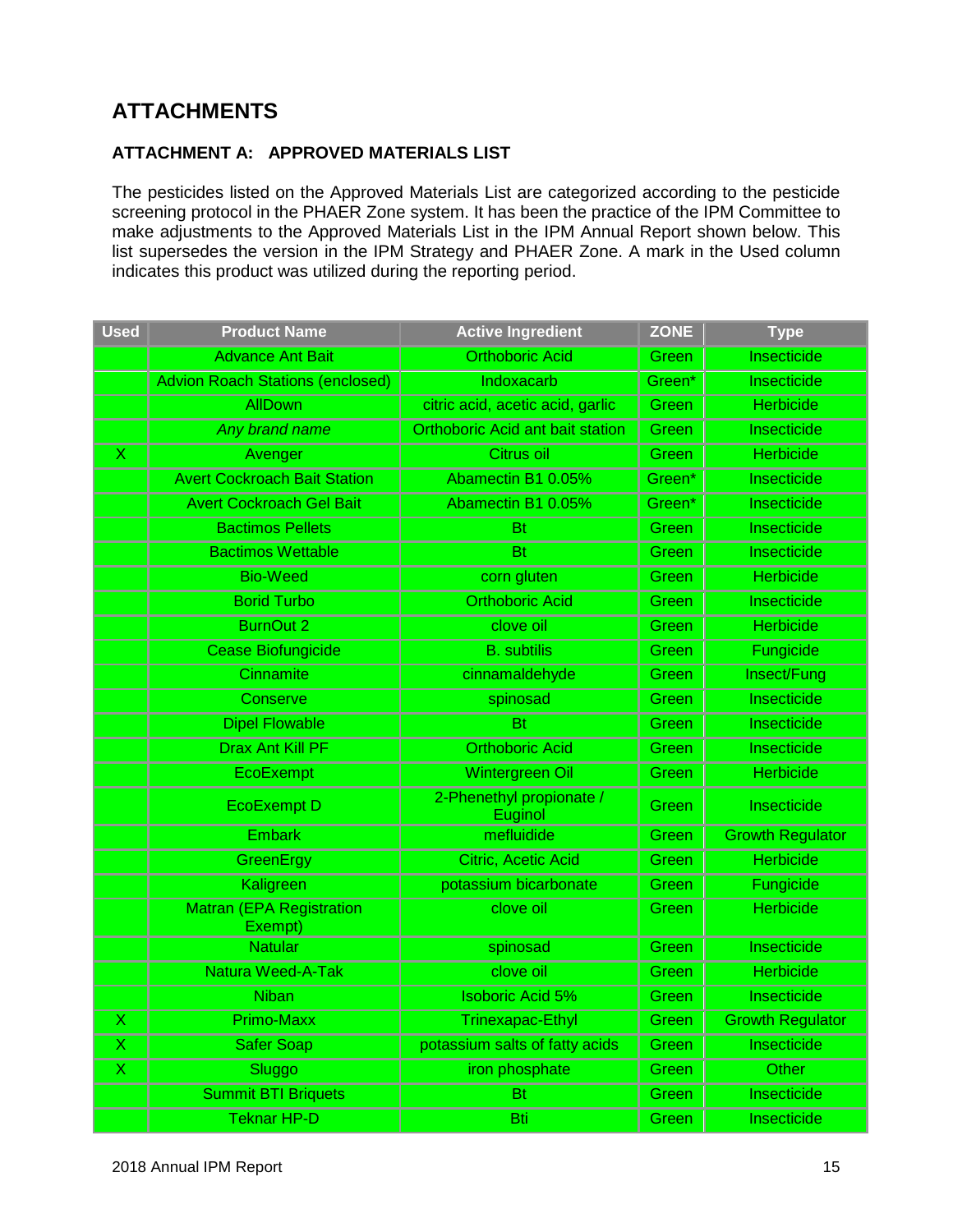## ATTACHMENTS

### ATTACHMENT A: APPROVED MATERIALS LIST

The pesticides listed on the Approved Materials List are categorized according to the pesticide screening protocol in the PHAER Zone system. It has been the practice of the IPM Committee to make adjustments to the Approved Materials List in the IPM Annual Report shown below. This list supersedes the version in the IPM Strategy and PHAER Zone. A mark in the Used column indicates this product was utilized during the reporting period.

| Used | Product Name | Active Ingredient | ZONE | Type |
|---|---|---|---|---|
| | Advance Ant Bait | Orthoboric Acid | Green | Insecticide |
| | Advion Roach Stations (enclosed) | Indoxacarb | Green* | Insecticide |
| | AllDown | citric acid, acetic acid, garlic | Green | Herbicide |
| | *Any brand name* | Orthoboric Acid ant bait station | Green | Insecticide |
| X | Avenger | Citrus oil | Green | Herbicide |
| | Avert Cockroach Bait Station | Abamectin B1 0.05% | Green* | Insecticide |
| | Avert Cockroach Gel Bait | Abamectin B1 0.05% | Green* | Insecticide |
| | Bactimos Pellets | Bt | Green | Insecticide |
| | Bactimos Wettable | Bt | Green | Insecticide |
| | Bio-Weed | corn gluten | Green | Herbicide |
| | Borid Turbo | Orthoboric Acid | Green | Insecticide |
| | BurnOut 2 | clove oil | Green | Herbicide |
| | Cease Biofungicide | B. subtilis | Green | Fungicide |
| | Cinnamite | cinnamaldehyde | Green | Insect/Fung |
| | Conserve | spinosad | Green | Insecticide |
| | Dipel Flowable | Bt | Green | Insecticide |
| | Drax Ant Kill PF | Orthoboric Acid | Green | Insecticide |
| | EcoExempt | Wintergreen Oil | Green | Herbicide |
| | EcoExempt D | 2-Phenethyl propionate / Euginol | Green | Insecticide |
| | Embark | mefluidide | Green | Growth Regulator |
| | GreenErgy | Citric, Acetic Acid | Green | Herbicide |
| | Kaligreen | potassium bicarbonate | Green | Fungicide |
| | Matran (EPA Registration Exempt) | clove oil | Green | Herbicide |
| | Natular | spinosad | Green | Insecticide |
| | Natura Weed-A-Tak | clove oil | Green | Herbicide |
| | Niban | Isoboric Acid 5% | Green | Insecticide |
| X | Primo-Maxx | Trinexapac-Ethyl | Green | Growth Regulator |
| X | Safer Soap | potassium salts of fatty acids | Green | Insecticide |
| X | Sluggo | iron phosphate | Green | Other |
| | Summit BTI Briquets | Bt | Green | Insecticide |
| | Teknar HP-D | Bti | Green | Insecticide |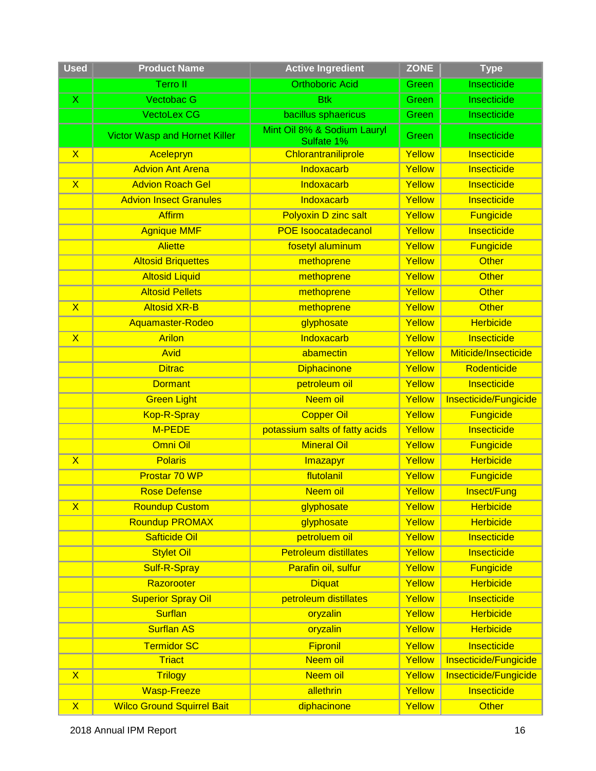| Used | Product Name | Active Ingredient | ZONE | Type |
|---|---|---|---|---|
| | Terro II | Orthoboric Acid | Green | Insecticide |
| X | Vectobac G | Btk | Green | Insecticide |
| | VectoLex CG | bacillus sphaericus | Green | Insecticide |
| | Victor Wasp and Hornet Killer | Mint Oil 8% & Sodium Lauryl Sulfate 1% | Green | Insecticide |
| X | Acelepryn | Chlorantraniliprole | Yellow | Insecticide |
| | Advion Ant Arena | Indoxacarb | Yellow | Insecticide |
| X | Advion Roach Gel | Indoxacarb | Yellow | Insecticide |
| | Advion Insect Granules | Indoxacarb | Yellow | Insecticide |
| | Affirm | Polyoxin D zinc salt | Yellow | Fungicide |
| | Agnique MMF | POE Isoocatadecanol | Yellow | Insecticide |
| | Aliette | fosetyl aluminum | Yellow | Fungicide |
| | Altosid Briquettes | methoprene | Yellow | Other |
| | Altosid Liquid | methoprene | Yellow | Other |
| | Altosid Pellets | methoprene | Yellow | Other |
| X | Altosid XR-B | methoprene | Yellow | Other |
| | Aquamaster-Rodeo | glyphosate | Yellow | Herbicide |
| X | Arilon | Indoxacarb | Yellow | Insecticide |
| | Avid | abamectin | Yellow | Miticide/Insecticide |
| | Ditrac | Diphacinone | Yellow | Rodenticide |
| | Dormant | petroleum oil | Yellow | Insecticide |
| | Green Light | Neem oil | Yellow | Insecticide/Fungicide |
| | Kop-R-Spray | Copper Oil | Yellow | Fungicide |
| | M-PEDE | potassium salts of fatty acids | Yellow | Insecticide |
| | Omni Oil | Mineral Oil | Yellow | Fungicide |
| X | Polaris | Imazapyr | Yellow | Herbicide |
| | Prostar 70 WP | flutolanil | Yellow | Fungicide |
| | Rose Defense | Neem oil | Yellow | Insect/Fung |
| X | Roundup Custom | glyphosate | Yellow | Herbicide |
| | Roundup PROMAX | glyphosate | Yellow | Herbicide |
| | Safticide Oil | petroluem oil | Yellow | Insecticide |
| | Stylet Oil | Petroleum distillates | Yellow | Insecticide |
| | Sulf-R-Spray | Parafin oil, sulfur | Yellow | Fungicide |
| | Razorooter | Diquat | Yellow | Herbicide |
| | Superior Spray Oil | petroleum distillates | Yellow | Insecticide |
| | Surflan | oryzalin | Yellow | Herbicide |
| | Surflan AS | oryzalin | Yellow | Herbicide |
| | Termidor SC | Fipronil | Yellow | Insecticide |
| | Triact | Neem oil | Yellow | Insecticide/Fungicide |
| X | Trilogy | Neem oil | Yellow | Insecticide/Fungicide |
| | Wasp-Freeze | allethrin | Yellow | Insecticide |
| X | Wilco Ground Squirrel Bait | diphacinone | Yellow | Other |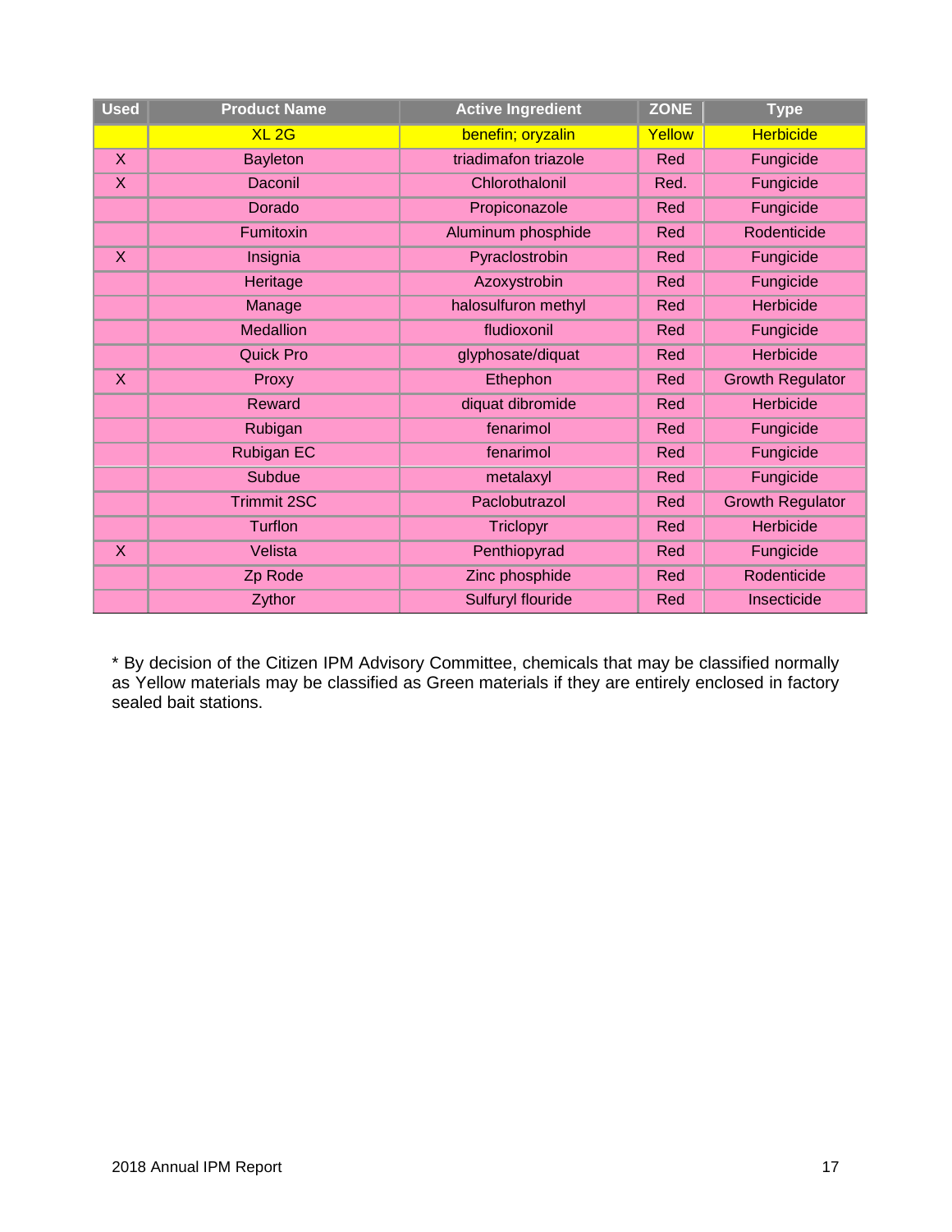| Used | Product Name | Active Ingredient | ZONE | Type |
|---|---|---|---|---|
| | XL 2G | benefin; oryzalin | Yellow | Herbicide |
| X | Bayleton | triadimafon triazole | Red | Fungicide |
| X | Daconil | Chlorothalonil | Red. | Fungicide |
| | Dorado | Propiconazole | Red | Fungicide |
| | Fumitoxin | Aluminum phosphide | Red | Rodenticide |
| X | Insignia | Pyraclostrobin | Red | Fungicide |
| | Heritage | Azoxystrobin | Red | Fungicide |
| | Manage | halosulfuron methyl | Red | Herbicide |
| | Medallion | fludioxonil | Red | Fungicide |
| | Quick Pro | glyphosate/diquat | Red | Herbicide |
| X | Proxy | Ethephon | Red | Growth Regulator |
| | Reward | diquat dibromide | Red | Herbicide |
| | Rubigan | fenarimol | Red | Fungicide |
| | Rubigan EC | fenarimol | Red | Fungicide |
| | Subdue | metalaxyl | Red | Fungicide |
| | Trimmit 2SC | Paclobutrazol | Red | Growth Regulator |
| | Turflon | Triclopyr | Red | Herbicide |
| X | Velista | Penthiopyrad | Red | Fungicide |
| | Zp Rode | Zinc phosphide | Red | Rodenticide |
| | Zythor | Sulfuryl flouride | Red | Insecticide |

* By decision of the Citizen IPM Advisory Committee, chemicals that may be classified normally as Yellow materials may be classified as Green materials if they are entirely enclosed in factory sealed bait stations.